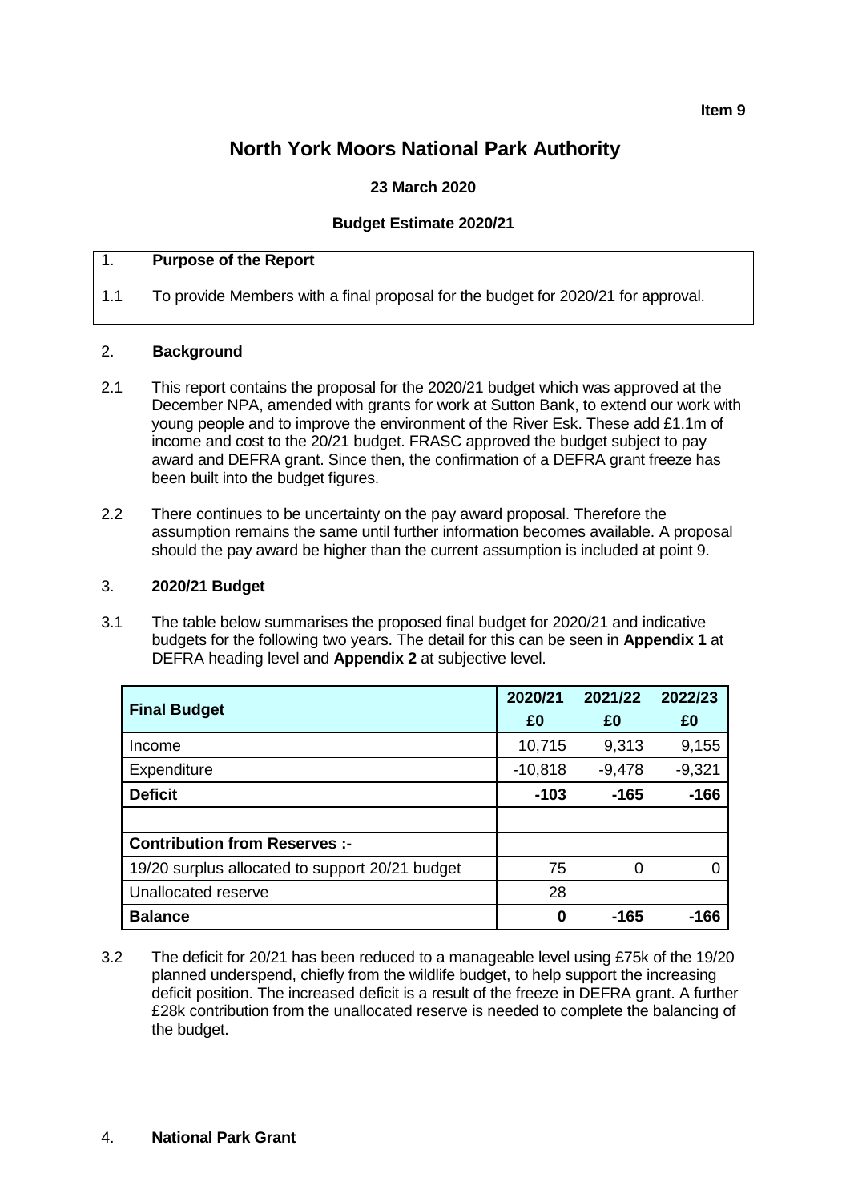**Item 9**

# North York Moors National Park Authority

**23 March 2020**

**Budget Estimate 2020/21**

## 1. Purpose of the Report

1.1 To provide Members with a final proposal for the budget for 2020/21 for approval.

## 2. Background

2.1 This report contains the proposal for the 2020/21 budget which was approved at the December NPA, amended with grants for work at Sutton Bank, to extend our work with young people and to improve the environment of the River Esk. These add £1.1m of income and cost to the 20/21 budget. FRASC approved the budget subject to pay award and DEFRA grant. Since then, the confirmation of a DEFRA grant freeze has been built into the budget figures.

2.2 There continues to be uncertainty on the pay award proposal. Therefore the assumption remains the same until further information becomes available. A proposal should the pay award be higher than the current assumption is included at point 9.

## 3. 2020/21 Budget

3.1 The table below summarises the proposed final budget for 2020/21 and indicative budgets for the following two years. The detail for this can be seen in **Appendix 1** at DEFRA heading level and **Appendix 2** at subjective level.

| **Final Budget** | **2020/21 £0** | **2021/22 £0** | **2022/23 £0** |
|---|---|---|---|
| Income | 10,715 | 9,313 | 9,155 |
| Expenditure | -10,818 | -9,478 | -9,321 |
| **Deficit** | **-103** | **-165** | **-166** |
| | | | |
| **Contribution from Reserves :-** | | | |
| 19/20 surplus allocated to support 20/21 budget | 75 | 0 | 0 |
| Unallocated reserve | 28 | | |
| **Balance** | **0** | **-165** | **-166** |

3.2 The deficit for 20/21 has been reduced to a manageable level using £75k of the 19/20 planned underspend, chiefly from the wildlife budget, to help support the increasing deficit position. The increased deficit is a result of the freeze in DEFRA grant. A further £28k contribution from the unallocated reserve is needed to complete the balancing of the budget.

## 4. National Park Grant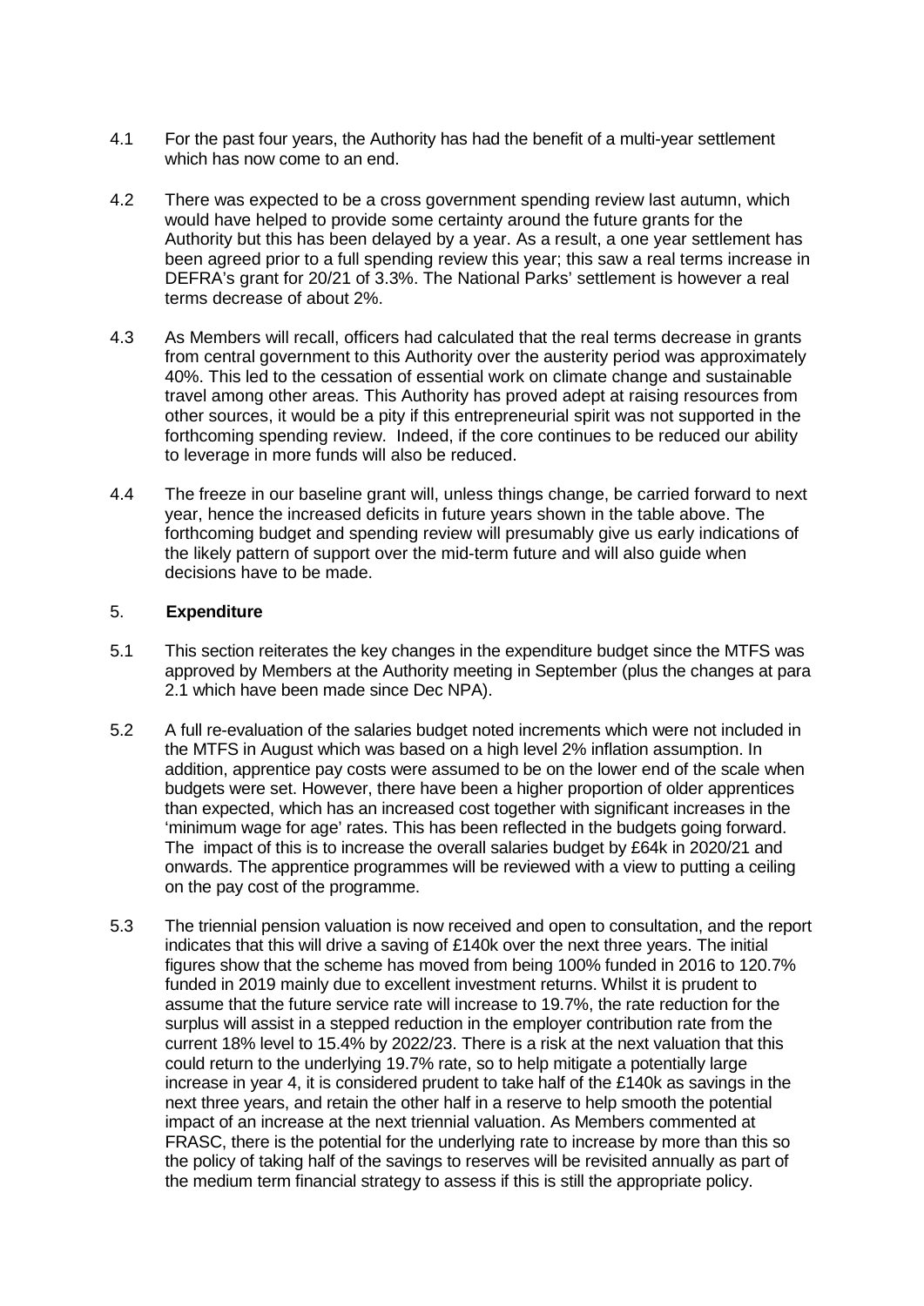4.1 For the past four years, the Authority has had the benefit of a multi-year settlement which has now come to an end.

4.2 There was expected to be a cross government spending review last autumn, which would have helped to provide some certainty around the future grants for the Authority but this has been delayed by a year. As a result, a one year settlement has been agreed prior to a full spending review this year; this saw a real terms increase in DEFRA's grant for 20/21 of 3.3%. The National Parks' settlement is however a real terms decrease of about 2%.

4.3 As Members will recall, officers had calculated that the real terms decrease in grants from central government to this Authority over the austerity period was approximately 40%. This led to the cessation of essential work on climate change and sustainable travel among other areas. This Authority has proved adept at raising resources from other sources, it would be a pity if this entrepreneurial spirit was not supported in the forthcoming spending review. Indeed, if the core continues to be reduced our ability to leverage in more funds will also be reduced.

4.4 The freeze in our baseline grant will, unless things change, be carried forward to next year, hence the increased deficits in future years shown in the table above. The forthcoming budget and spending review will presumably give us early indications of the likely pattern of support over the mid-term future and will also guide when decisions have to be made.

## 5. Expenditure

5.1 This section reiterates the key changes in the expenditure budget since the MTFS was approved by Members at the Authority meeting in September (plus the changes at para 2.1 which have been made since Dec NPA).

5.2 A full re-evaluation of the salaries budget noted increments which were not included in the MTFS in August which was based on a high level 2% inflation assumption. In addition, apprentice pay costs were assumed to be on the lower end of the scale when budgets were set. However, there have been a higher proportion of older apprentices than expected, which has an increased cost together with significant increases in the 'minimum wage for age' rates. This has been reflected in the budgets going forward. The impact of this is to increase the overall salaries budget by £64k in 2020/21 and onwards. The apprentice programmes will be reviewed with a view to putting a ceiling on the pay cost of the programme.

5.3 The triennial pension valuation is now received and open to consultation, and the report indicates that this will drive a saving of £140k over the next three years. The initial figures show that the scheme has moved from being 100% funded in 2016 to 120.7% funded in 2019 mainly due to excellent investment returns. Whilst it is prudent to assume that the future service rate will increase to 19.7%, the rate reduction for the surplus will assist in a stepped reduction in the employer contribution rate from the current 18% level to 15.4% by 2022/23. There is a risk at the next valuation that this could return to the underlying 19.7% rate, so to help mitigate a potentially large increase in year 4, it is considered prudent to take half of the £140k as savings in the next three years, and retain the other half in a reserve to help smooth the potential impact of an increase at the next triennial valuation. As Members commented at FRASC, there is the potential for the underlying rate to increase by more than this so the policy of taking half of the savings to reserves will be revisited annually as part of the medium term financial strategy to assess if this is still the appropriate policy.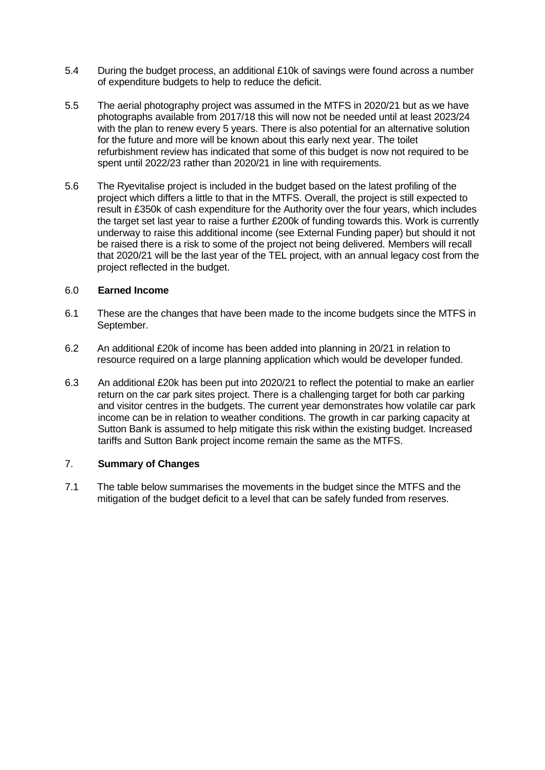5.4 During the budget process, an additional £10k of savings were found across a number of expenditure budgets to help to reduce the deficit.

5.5 The aerial photography project was assumed in the MTFS in 2020/21 but as we have photographs available from 2017/18 this will now not be needed until at least 2023/24 with the plan to renew every 5 years. There is also potential for an alternative solution for the future and more will be known about this early next year. The toilet refurbishment review has indicated that some of this budget is now not required to be spent until 2022/23 rather than 2020/21 in line with requirements.

5.6 The Ryevitalise project is included in the budget based on the latest profiling of the project which differs a little to that in the MTFS. Overall, the project is still expected to result in £350k of cash expenditure for the Authority over the four years, which includes the target set last year to raise a further £200k of funding towards this. Work is currently underway to raise this additional income (see External Funding paper) but should it not be raised there is a risk to some of the project not being delivered. Members will recall that 2020/21 will be the last year of the TEL project, with an annual legacy cost from the project reflected in the budget.

## 6.0 Earned Income

6.1 These are the changes that have been made to the income budgets since the MTFS in September.

6.2 An additional £20k of income has been added into planning in 20/21 in relation to resource required on a large planning application which would be developer funded.

6.3 An additional £20k has been put into 2020/21 to reflect the potential to make an earlier return on the car park sites project. There is a challenging target for both car parking and visitor centres in the budgets. The current year demonstrates how volatile car park income can be in relation to weather conditions. The growth in car parking capacity at Sutton Bank is assumed to help mitigate this risk within the existing budget. Increased tariffs and Sutton Bank project income remain the same as the MTFS.

## 7. Summary of Changes

7.1 The table below summarises the movements in the budget since the MTFS and the mitigation of the budget deficit to a level that can be safely funded from reserves.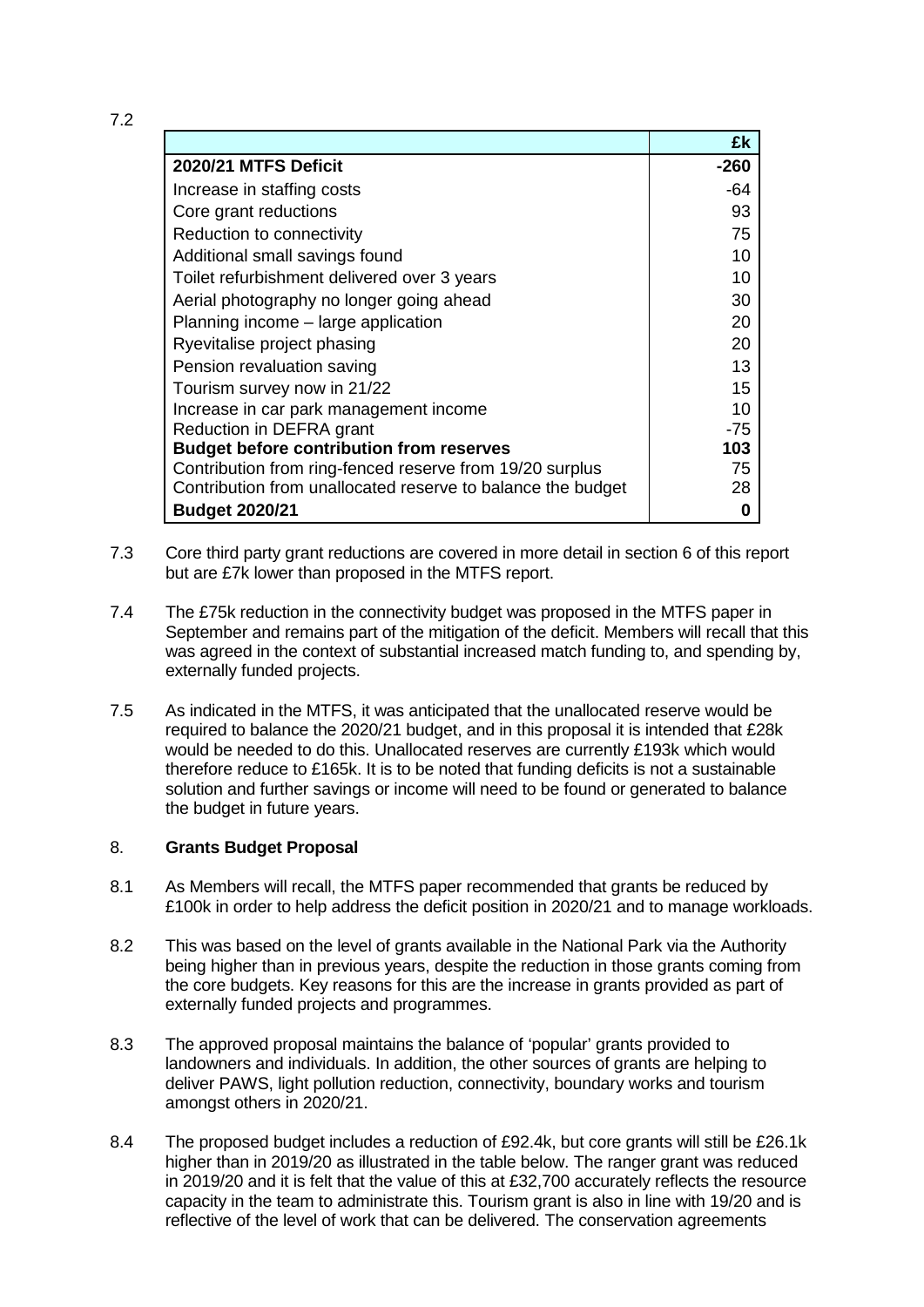7.2

| | £k |
|---|---|
| **2020/21 MTFS Deficit** | **-260** |
| Increase in staffing costs | -64 |
| Core grant reductions | 93 |
| Reduction to connectivity | 75 |
| Additional small savings found | 10 |
| Toilet refurbishment delivered over 3 years | 10 |
| Aerial photography no longer going ahead | 30 |
| Planning income – large application | 20 |
| Ryevitalise project phasing | 20 |
| Pension revaluation saving | 13 |
| Tourism survey now in 21/22 | 15 |
| Increase in car park management income | 10 |
| Reduction in DEFRA grant | -75 |
| **Budget before contribution from reserves** | **103** |
| Contribution from ring-fenced reserve from 19/20 surplus | 75 |
| Contribution from unallocated reserve to balance the budget | 28 |
| **Budget 2020/21** | **0** |

7.3 Core third party grant reductions are covered in more detail in section 6 of this report but are £7k lower than proposed in the MTFS report.

7.4 The £75k reduction in the connectivity budget was proposed in the MTFS paper in September and remains part of the mitigation of the deficit. Members will recall that this was agreed in the context of substantial increased match funding to, and spending by, externally funded projects.

7.5 As indicated in the MTFS, it was anticipated that the unallocated reserve would be required to balance the 2020/21 budget, and in this proposal it is intended that £28k would be needed to do this. Unallocated reserves are currently £193k which would therefore reduce to £165k. It is to be noted that funding deficits is not a sustainable solution and further savings or income will need to be found or generated to balance the budget in future years.

## 8. Grants Budget Proposal

8.1 As Members will recall, the MTFS paper recommended that grants be reduced by £100k in order to help address the deficit position in 2020/21 and to manage workloads.

8.2 This was based on the level of grants available in the National Park via the Authority being higher than in previous years, despite the reduction in those grants coming from the core budgets. Key reasons for this are the increase in grants provided as part of externally funded projects and programmes.

8.3 The approved proposal maintains the balance of 'popular' grants provided to landowners and individuals. In addition, the other sources of grants are helping to deliver PAWS, light pollution reduction, connectivity, boundary works and tourism amongst others in 2020/21.

8.4 The proposed budget includes a reduction of £92.4k, but core grants will still be £26.1k higher than in 2019/20 as illustrated in the table below. The ranger grant was reduced in 2019/20 and it is felt that the value of this at £32,700 accurately reflects the resource capacity in the team to administrate this. Tourism grant is also in line with 19/20 and is reflective of the level of work that can be delivered. The conservation agreements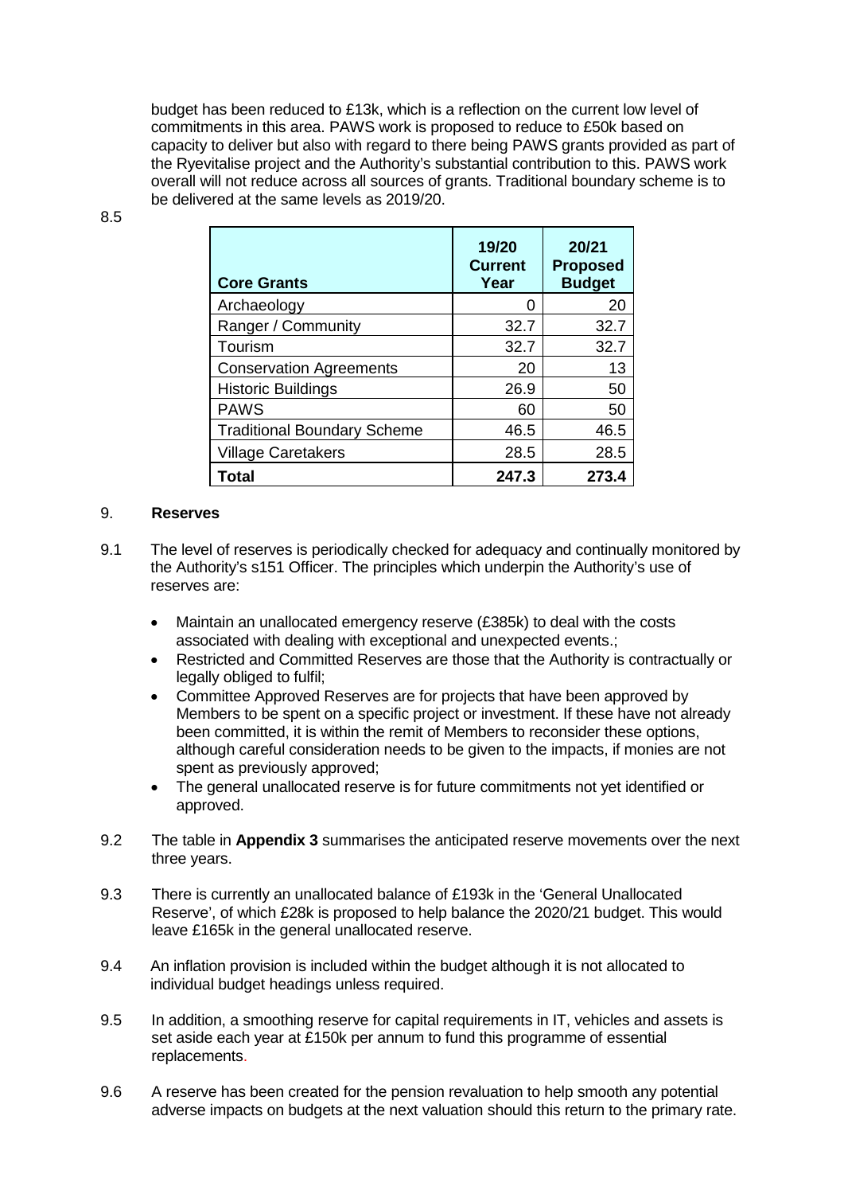budget has been reduced to £13k, which is a reflection on the current low level of commitments in this area. PAWS work is proposed to reduce to £50k based on capacity to deliver but also with regard to there being PAWS grants provided as part of the Ryevitalise project and the Authority's substantial contribution to this. PAWS work overall will not reduce across all sources of grants. Traditional boundary scheme is to be delivered at the same levels as 2019/20.

8.5

| Core Grants | 19/20 Current Year | 20/21 Proposed Budget |
|---|---|---|
| Archaeology | 0 | 20 |
| Ranger / Community | 32.7 | 32.7 |
| Tourism | 32.7 | 32.7 |
| Conservation Agreements | 20 | 13 |
| Historic Buildings | 26.9 | 50 |
| PAWS | 60 | 50 |
| Traditional Boundary Scheme | 46.5 | 46.5 |
| Village Caretakers | 28.5 | 28.5 |
| **Total** | **247.3** | **273.4** |

## 9. Reserves

9.1 The level of reserves is periodically checked for adequacy and continually monitored by the Authority's s151 Officer. The principles which underpin the Authority's use of reserves are:

- Maintain an unallocated emergency reserve (£385k) to deal with the costs associated with dealing with exceptional and unexpected events.;
- Restricted and Committed Reserves are those that the Authority is contractually or legally obliged to fulfil;
- Committee Approved Reserves are for projects that have been approved by Members to be spent on a specific project or investment. If these have not already been committed, it is within the remit of Members to reconsider these options, although careful consideration needs to be given to the impacts, if monies are not spent as previously approved;
- The general unallocated reserve is for future commitments not yet identified or approved.

9.2 The table in **Appendix 3** summarises the anticipated reserve movements over the next three years.

9.3 There is currently an unallocated balance of £193k in the 'General Unallocated Reserve', of which £28k is proposed to help balance the 2020/21 budget. This would leave £165k in the general unallocated reserve.

9.4 An inflation provision is included within the budget although it is not allocated to individual budget headings unless required.

9.5 In addition, a smoothing reserve for capital requirements in IT, vehicles and assets is set aside each year at £150k per annum to fund this programme of essential replacements.

9.6 A reserve has been created for the pension revaluation to help smooth any potential adverse impacts on budgets at the next valuation should this return to the primary rate.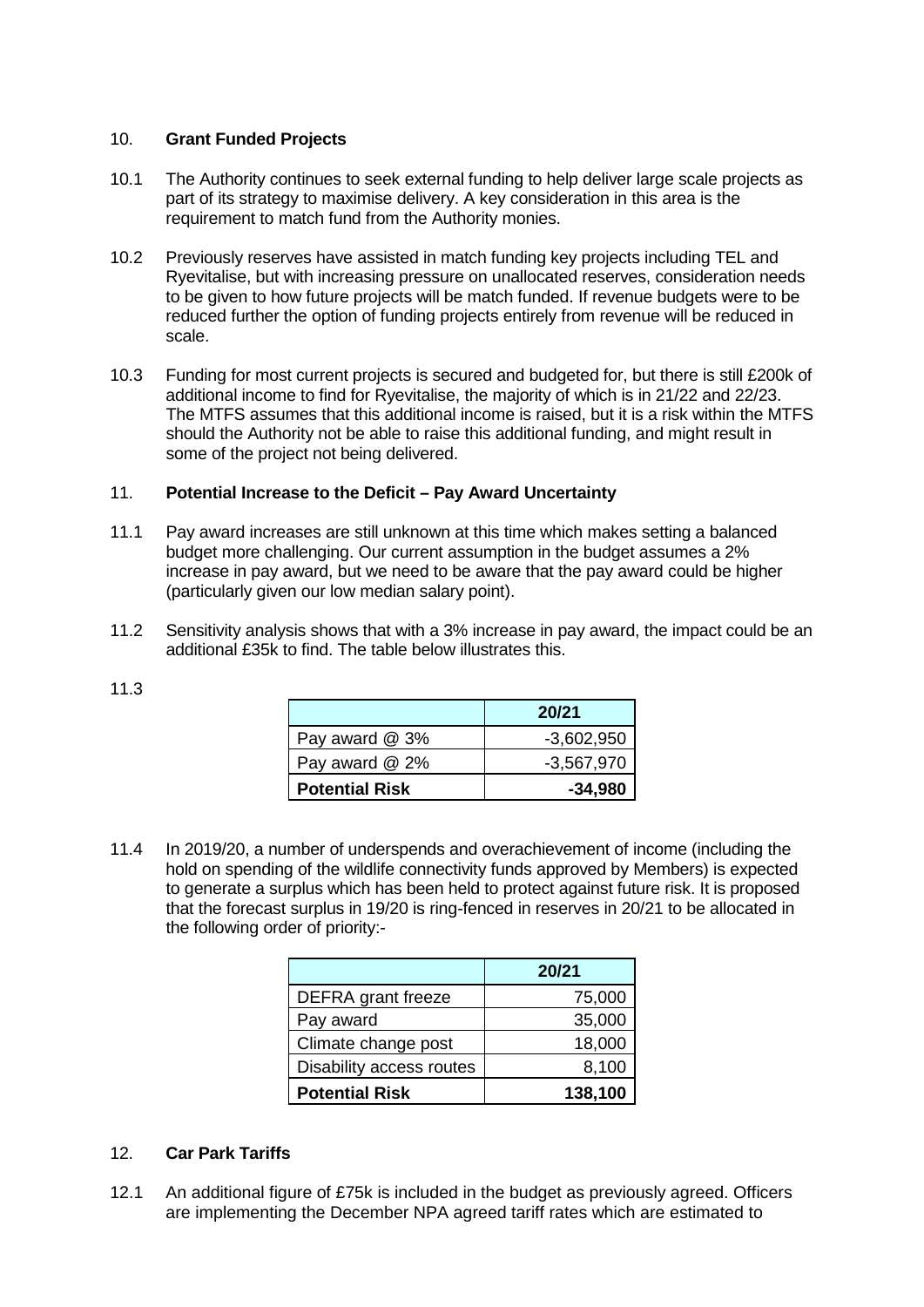## 10. **Grant Funded Projects**

10.1 The Authority continues to seek external funding to help deliver large scale projects as part of its strategy to maximise delivery. A key consideration in this area is the requirement to match fund from the Authority monies.

10.2 Previously reserves have assisted in match funding key projects including TEL and Ryevitalise, but with increasing pressure on unallocated reserves, consideration needs to be given to how future projects will be match funded. If revenue budgets were to be reduced further the option of funding projects entirely from revenue will be reduced in scale.

10.3 Funding for most current projects is secured and budgeted for, but there is still £200k of additional income to find for Ryevitalise, the majority of which is in 21/22 and 22/23. The MTFS assumes that this additional income is raised, but it is a risk within the MTFS should the Authority not be able to raise this additional funding, and might result in some of the project not being delivered.

## 11. **Potential Increase to the Deficit – Pay Award Uncertainty**

11.1 Pay award increases are still unknown at this time which makes setting a balanced budget more challenging. Our current assumption in the budget assumes a 2% increase in pay award, but we need to be aware that the pay award could be higher (particularly given our low median salary point).

11.2 Sensitivity analysis shows that with a 3% increase in pay award, the impact could be an additional £35k to find. The table below illustrates this.

11.3

| | **20/21** |
|---|---|
| Pay award @ 3% | -3,602,950 |
| Pay award @ 2% | -3,567,970 |
| **Potential Risk** | **-34,980** |

11.4 In 2019/20, a number of underspends and overachievement of income (including the hold on spending of the wildlife connectivity funds approved by Members) is expected to generate a surplus which has been held to protect against future risk. It is proposed that the forecast surplus in 19/20 is ring-fenced in reserves in 20/21 to be allocated in the following order of priority:-

| | **20/21** |
|---|---|
| DEFRA grant freeze | 75,000 |
| Pay award | 35,000 |
| Climate change post | 18,000 |
| Disability access routes | 8,100 |
| **Potential Risk** | **138,100** |

## 12. **Car Park Tariffs**

12.1 An additional figure of £75k is included in the budget as previously agreed. Officers are implementing the December NPA agreed tariff rates which are estimated to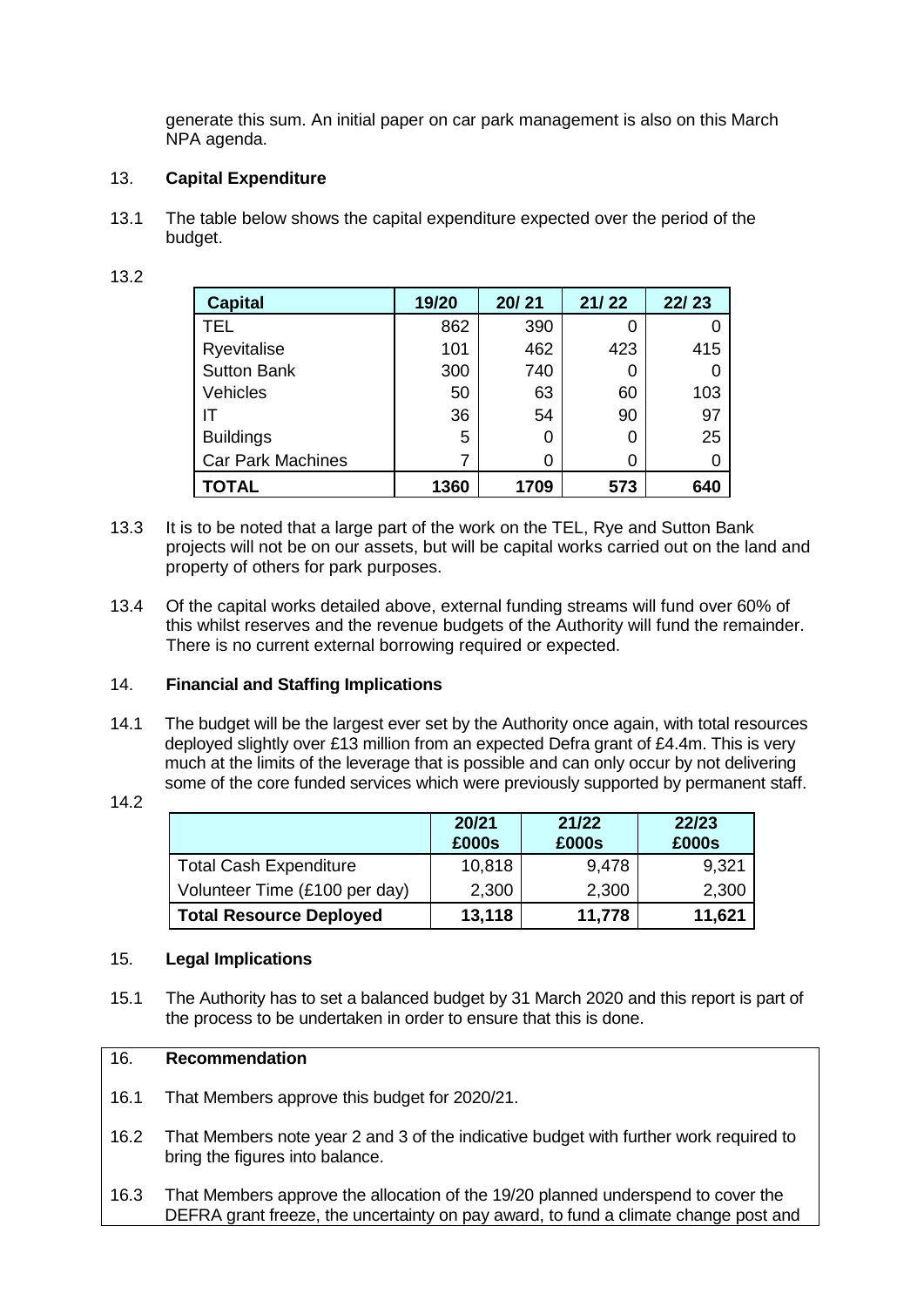generate this sum. An initial paper on car park management is also on this March NPA agenda.

## 13. Capital Expenditure

13.1 The table below shows the capital expenditure expected over the period of the budget.

13.2

| Capital | 19/20 | 20/ 21 | 21/ 22 | 22/ 23 |
|---|---|---|---|---|
| TEL | 862 | 390 | 0 | 0 |
| Ryevitalise | 101 | 462 | 423 | 415 |
| Sutton Bank | 300 | 740 | 0 | 0 |
| Vehicles | 50 | 63 | 60 | 103 |
| IT | 36 | 54 | 90 | 97 |
| Buildings | 5 | 0 | 0 | 25 |
| Car Park Machines | 7 | 0 | 0 | 0 |
| **TOTAL** | **1360** | **1709** | **573** | **640** |

13.3 It is to be noted that a large part of the work on the TEL, Rye and Sutton Bank projects will not be on our assets, but will be capital works carried out on the land and property of others for park purposes.

13.4 Of the capital works detailed above, external funding streams will fund over 60% of this whilst reserves and the revenue budgets of the Authority will fund the remainder. There is no current external borrowing required or expected.

## 14. Financial and Staffing Implications

14.1 The budget will be the largest ever set by the Authority once again, with total resources deployed slightly over £13 million from an expected Defra grant of £4.4m. This is very much at the limits of the leverage that is possible and can only occur by not delivering some of the core funded services which were previously supported by permanent staff.

14.2

| | 20/21 £000s | 21/22 £000s | 22/23 £000s |
|---|---|---|---|
| Total Cash Expenditure | 10,818 | 9,478 | 9,321 |
| Volunteer Time (£100 per day) | 2,300 | 2,300 | 2,300 |
| **Total Resource Deployed** | **13,118** | **11,778** | **11,621** |

## 15. Legal Implications

15.1 The Authority has to set a balanced budget by 31 March 2020 and this report is part of the process to be undertaken in order to ensure that this is done.

## 16. Recommendation

16.1 That Members approve this budget for 2020/21.

16.2 That Members note year 2 and 3 of the indicative budget with further work required to bring the figures into balance.

16.3 That Members approve the allocation of the 19/20 planned underspend to cover the DEFRA grant freeze, the uncertainty on pay award, to fund a climate change post and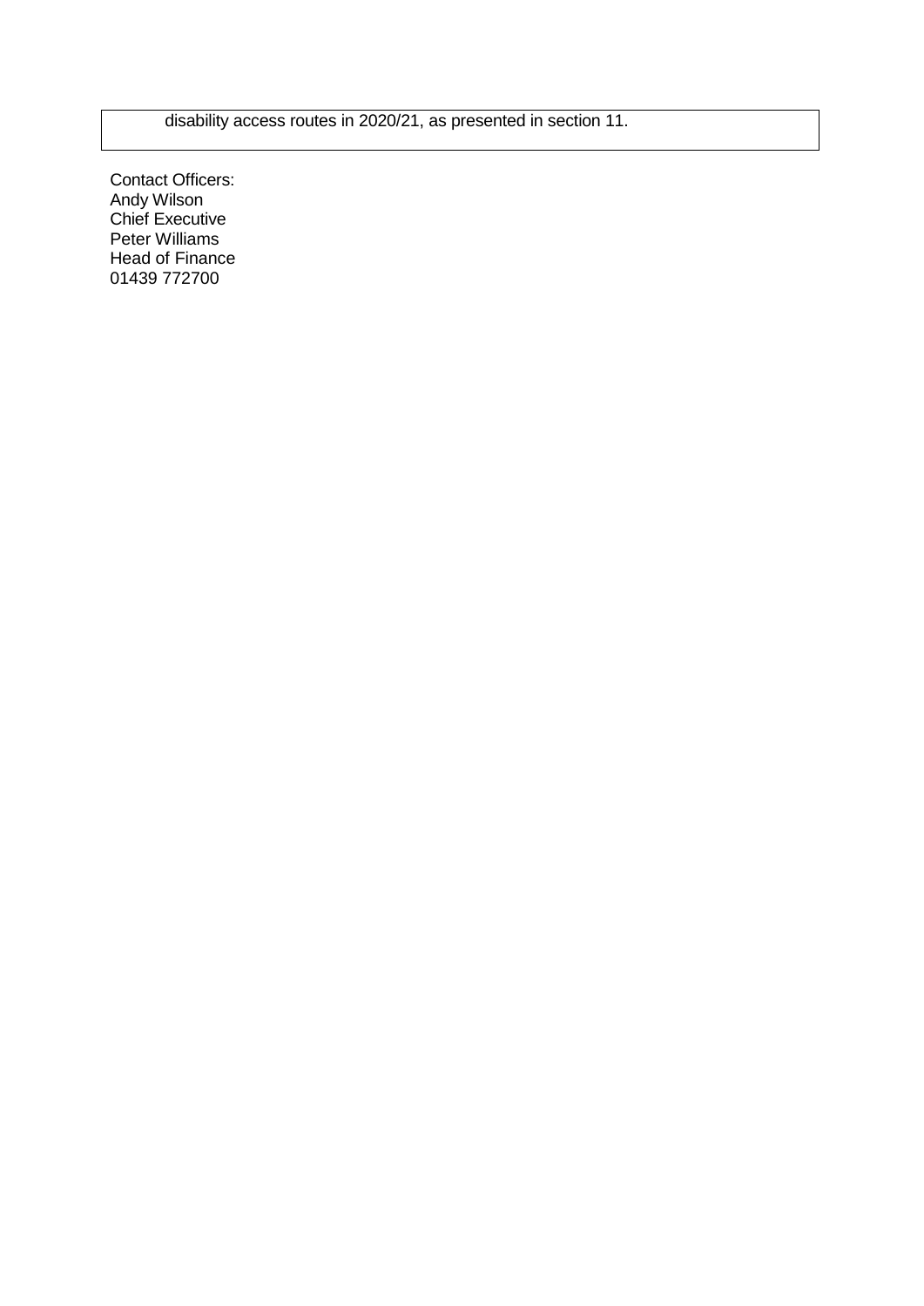disability access routes in 2020/21, as presented in section 11.

Contact Officers:
Andy Wilson
Chief Executive
Peter Williams
Head of Finance
01439 772700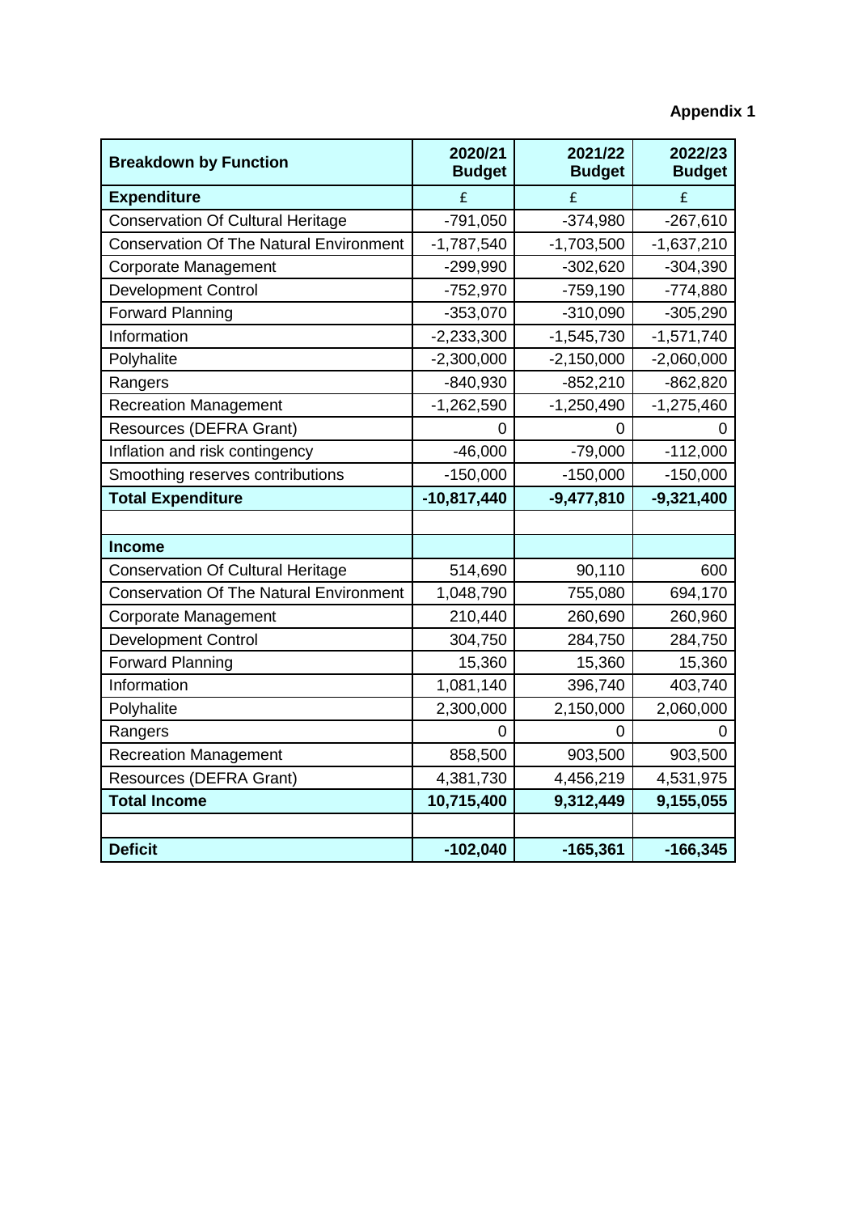**Appendix 1**

| **Breakdown by Function** | **2020/21 Budget** | **2021/22 Budget** | **2022/23 Budget** |
|---|---|---|---|
| **Expenditure** | £ | £ | £ |
| Conservation Of Cultural Heritage | -791,050 | -374,980 | -267,610 |
| Conservation Of The Natural Environment | -1,787,540 | -1,703,500 | -1,637,210 |
| Corporate Management | -299,990 | -302,620 | -304,390 |
| Development Control | -752,970 | -759,190 | -774,880 |
| Forward Planning | -353,070 | -310,090 | -305,290 |
| Information | -2,233,300 | -1,545,730 | -1,571,740 |
| Polyhalite | -2,300,000 | -2,150,000 | -2,060,000 |
| Rangers | -840,930 | -852,210 | -862,820 |
| Recreation Management | -1,262,590 | -1,250,490 | -1,275,460 |
| Resources (DEFRA Grant) | 0 | 0 | 0 |
| Inflation and risk contingency | -46,000 | -79,000 | -112,000 |
| Smoothing reserves contributions | -150,000 | -150,000 | -150,000 |
| **Total Expenditure** | **-10,817,440** | **-9,477,810** | **-9,321,400** |
| | | | |
| **Income** | | | |
| Conservation Of Cultural Heritage | 514,690 | 90,110 | 600 |
| Conservation Of The Natural Environment | 1,048,790 | 755,080 | 694,170 |
| Corporate Management | 210,440 | 260,690 | 260,960 |
| Development Control | 304,750 | 284,750 | 284,750 |
| Forward Planning | 15,360 | 15,360 | 15,360 |
| Information | 1,081,140 | 396,740 | 403,740 |
| Polyhalite | 2,300,000 | 2,150,000 | 2,060,000 |
| Rangers | 0 | 0 | 0 |
| Recreation Management | 858,500 | 903,500 | 903,500 |
| Resources (DEFRA Grant) | 4,381,730 | 4,456,219 | 4,531,975 |
| **Total Income** | **10,715,400** | **9,312,449** | **9,155,055** |
| | | | |
| **Deficit** | **-102,040** | **-165,361** | **-166,345** |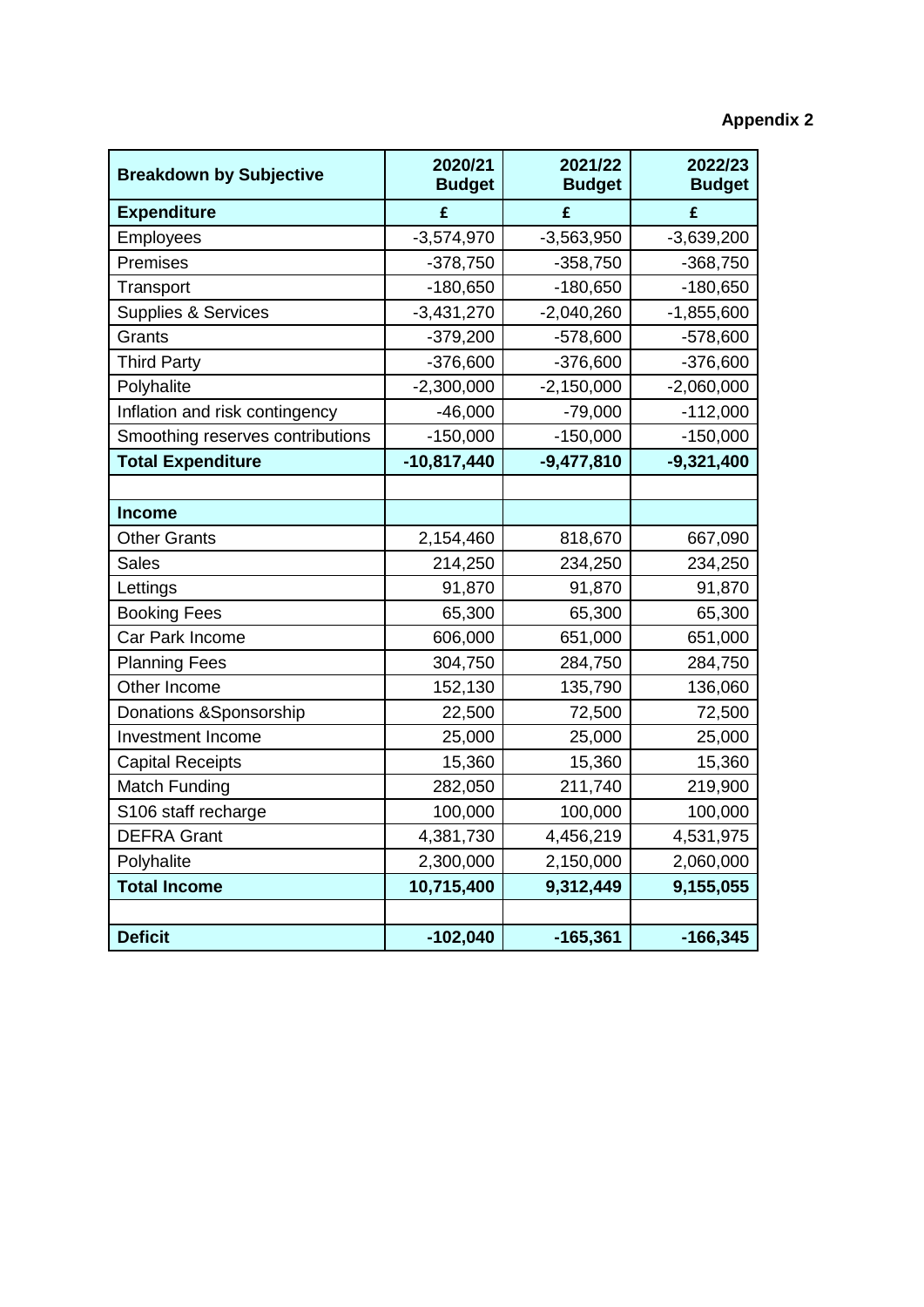**Appendix 2**

| Breakdown by Subjective | 2020/21 Budget | 2021/22 Budget | 2022/23 Budget |
|---|---|---|---|
| **Expenditure** | **£** | **£** | **£** |
| Employees | -3,574,970 | -3,563,950 | -3,639,200 |
| Premises | -378,750 | -358,750 | -368,750 |
| Transport | -180,650 | -180,650 | -180,650 |
| Supplies & Services | -3,431,270 | -2,040,260 | -1,855,600 |
| Grants | -379,200 | -578,600 | -578,600 |
| Third Party | -376,600 | -376,600 | -376,600 |
| Polyhalite | -2,300,000 | -2,150,000 | -2,060,000 |
| Inflation and risk contingency | -46,000 | -79,000 | -112,000 |
| Smoothing reserves contributions | -150,000 | -150,000 | -150,000 |
| **Total Expenditure** | **-10,817,440** | **-9,477,810** | **-9,321,400** |
| | | | |
| **Income** | | | |
| Other Grants | 2,154,460 | 818,670 | 667,090 |
| Sales | 214,250 | 234,250 | 234,250 |
| Lettings | 91,870 | 91,870 | 91,870 |
| Booking Fees | 65,300 | 65,300 | 65,300 |
| Car Park Income | 606,000 | 651,000 | 651,000 |
| Planning Fees | 304,750 | 284,750 | 284,750 |
| Other Income | 152,130 | 135,790 | 136,060 |
| Donations &Sponsorship | 22,500 | 72,500 | 72,500 |
| Investment Income | 25,000 | 25,000 | 25,000 |
| Capital Receipts | 15,360 | 15,360 | 15,360 |
| Match Funding | 282,050 | 211,740 | 219,900 |
| S106 staff recharge | 100,000 | 100,000 | 100,000 |
| DEFRA Grant | 4,381,730 | 4,456,219 | 4,531,975 |
| Polyhalite | 2,300,000 | 2,150,000 | 2,060,000 |
| **Total Income** | **10,715,400** | **9,312,449** | **9,155,055** |
| | | | |
| **Deficit** | **-102,040** | **-165,361** | **-166,345** |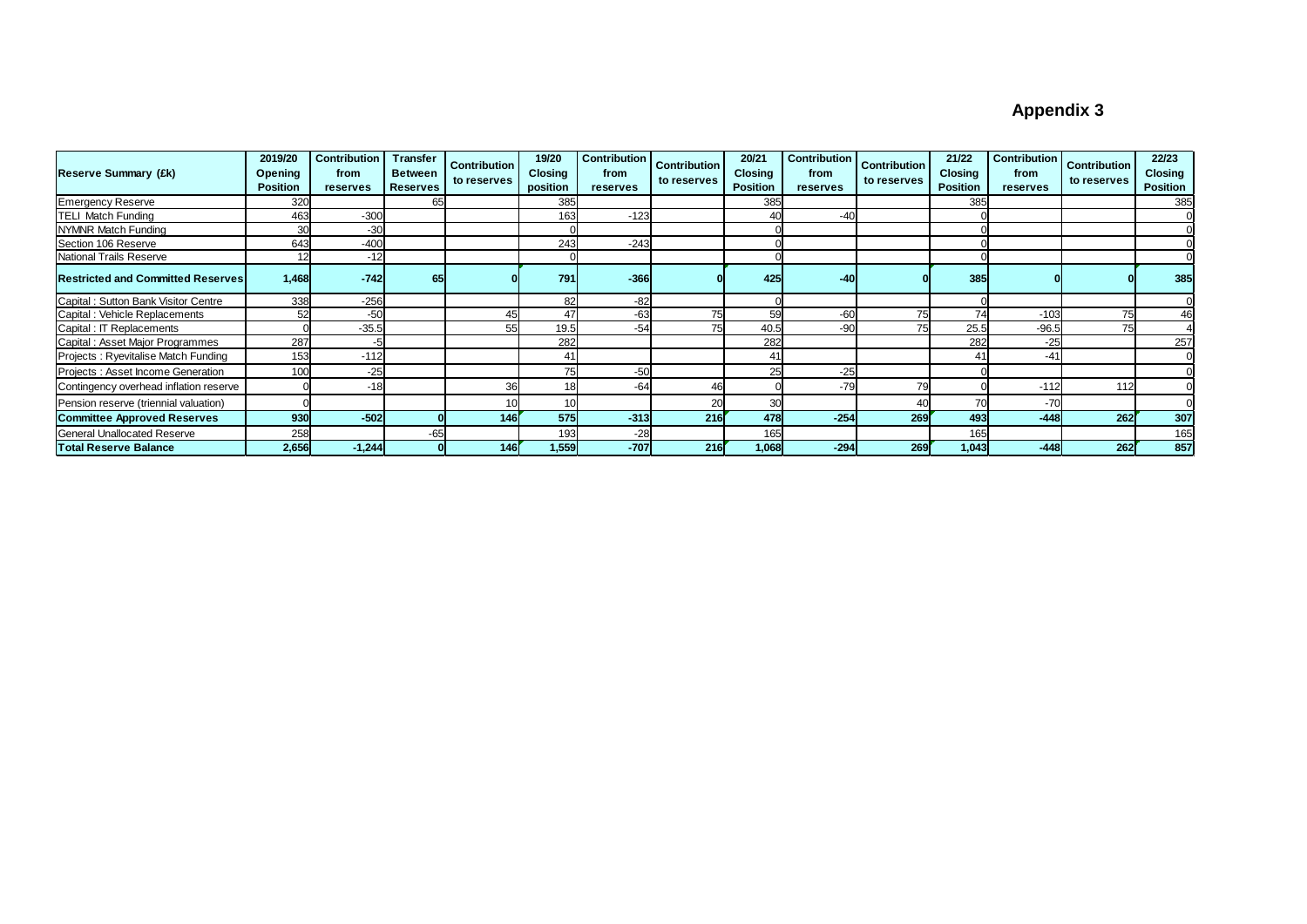# Appendix 3

| Reserve Summary (£k) | 2019/20 Opening Position | Contribution from reserves | Transfer Between Reserves | Contribution to reserves | 19/20 Closing position | Contribution from reserves | Contribution to reserves | 20/21 Closing Position | Contribution from reserves | Contribution to reserves | 21/22 Closing Position | Contribution from reserves | Contribution to reserves | 22/23 Closing Position |
|---|---|---|---|---|---|---|---|---|---|---|---|---|---|---|
| Emergency Reserve | 320 | | 65 | | 385 | | | 385 | | | 385 | | | 385 |
| TELI Match Funding | 463 | -300 | | | 163 | -123 | | 40 | -40 | | 0 | | | 0 |
| NYMNR Match Funding | 30 | -30 | | | 0 | | | 0 | | | 0 | | | 0 |
| Section 106 Reserve | 643 | -400 | | | 243 | -243 | | 0 | | | 0 | | | 0 |
| National Trails Reserve | 12 | -12 | | | 0 | | | 0 | | | 0 | | | 0 |
| **Restricted and Committed Reserves** | **1,468** | **-742** | **65** | **0** | **791** | **-366** | **0** | **425** | **-40** | **0** | **385** | **0** | **0** | **385** |
| Capital : Sutton Bank Visitor Centre | 338 | -256 | | | 82 | -82 | | 0 | | | 0 | | | 0 |
| Capital : Vehicle Replacements | 52 | -50 | | 45 | 47 | -63 | 75 | 59 | -60 | 75 | 74 | -103 | 75 | 46 |
| Capital : IT Replacements | 0 | -35.5 | | 55 | 19.5 | -54 | 75 | 40.5 | -90 | 75 | 25.5 | -96.5 | 75 | 4 |
| Capital : Asset Major Programmes | 287 | -5 | | | 282 | | | 282 | | | 282 | -25 | | 257 |
| Projects : Ryevitalise Match Funding | 153 | -112 | | | 41 | | | 41 | | | 41 | -41 | | 0 |
| Projects : Asset Income Generation | 100 | -25 | | | 75 | -50 | | 25 | -25 | | 0 | | | 0 |
| Contingency overhead inflation reserve | 0 | -18 | | 36 | 18 | -64 | 46 | 0 | -79 | 79 | 0 | -112 | 112 | 0 |
| Pension reserve (triennial valuation) | 0 | | | 10 | 10 | | 20 | 30 | | 40 | 70 | -70 | | 0 |
| **Committee Approved Reserves** | **930** | **-502** | **0** | **146** | **575** | **-313** | **216** | **478** | **-254** | **269** | **493** | **-448** | **262** | **307** |
| General Unallocated Reserve | 258 | | -65 | | 193 | -28 | | 165 | | | 165 | | | 165 |
| **Total Reserve Balance** | **2,656** | **-1,244** | **0** | **146** | **1,559** | **-707** | **216** | **1,068** | **-294** | **269** | **1,043** | **-448** | **262** | **857** |